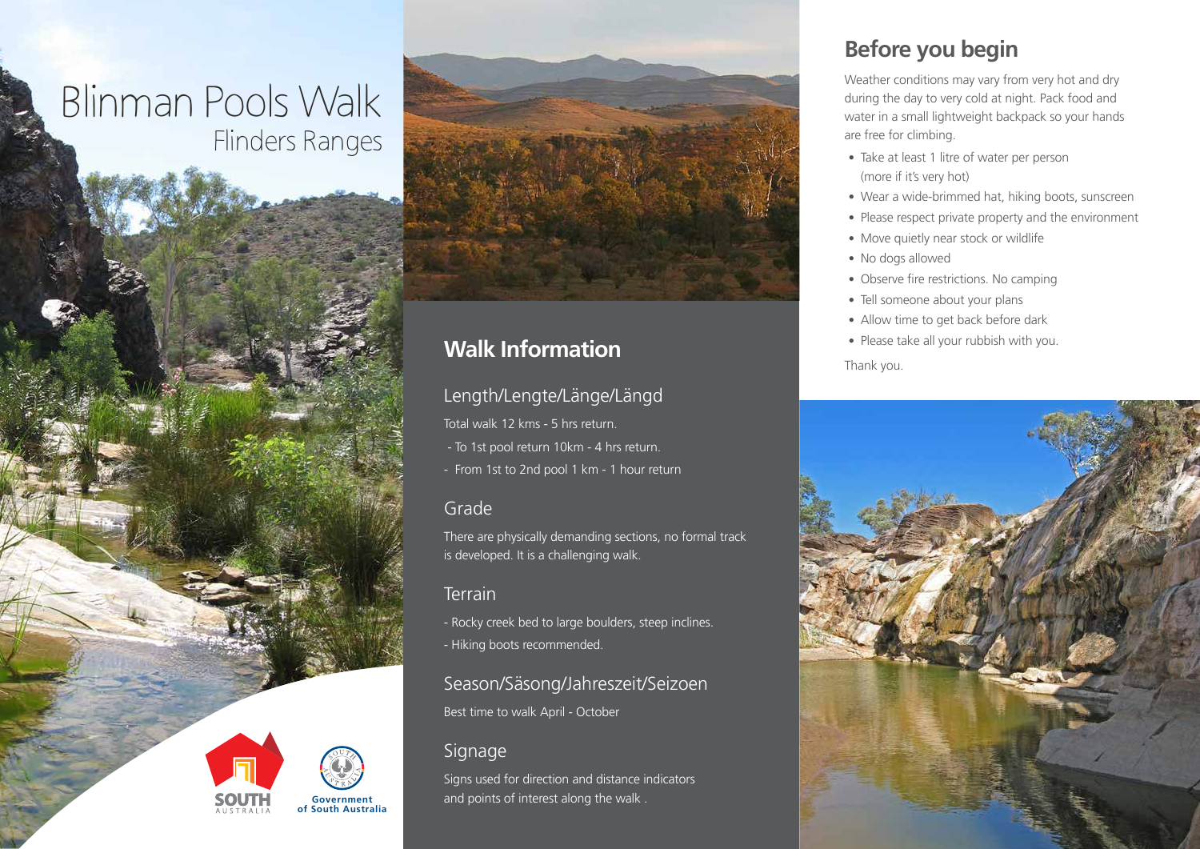# Blinman Pools Walk

Flinders Ranges

SOUTH AUSTRALIA

Government of South Australia

## Walk Information

### Length/Lengte/Länge/Längd

Total walk 12 kms - 5 hrs return.

- To 1st pool return 10km - 4 hrs return.
- From 1st to 2nd pool 1 km - 1 hour return

### Grade

There are physically demanding sections, no formal track is developed. It is a challenging walk.

### Terrain

- Rocky creek bed to large boulders, steep inclines.
- Hiking boots recommended.

### Season/Säsong/Jahreszeit/Seizoen

Best time to walk April - October

### Signage

Signs used for direction and distance indicators and points of interest along the walk .

## Before you begin

Weather conditions may vary from very hot and dry during the day to very cold at night. Pack food and water in a small lightweight backpack so your hands are free for climbing.

- Take at least 1 litre of water per person (more if it's very hot)
- Wear a wide-brimmed hat, hiking boots, sunscreen
- Please respect private property and the environment
- Move quietly near stock or wildlife
- No dogs allowed
- Observe fire restrictions. No camping
- Tell someone about your plans
- Allow time to get back before dark
- Please take all your rubbish with you.

Thank you.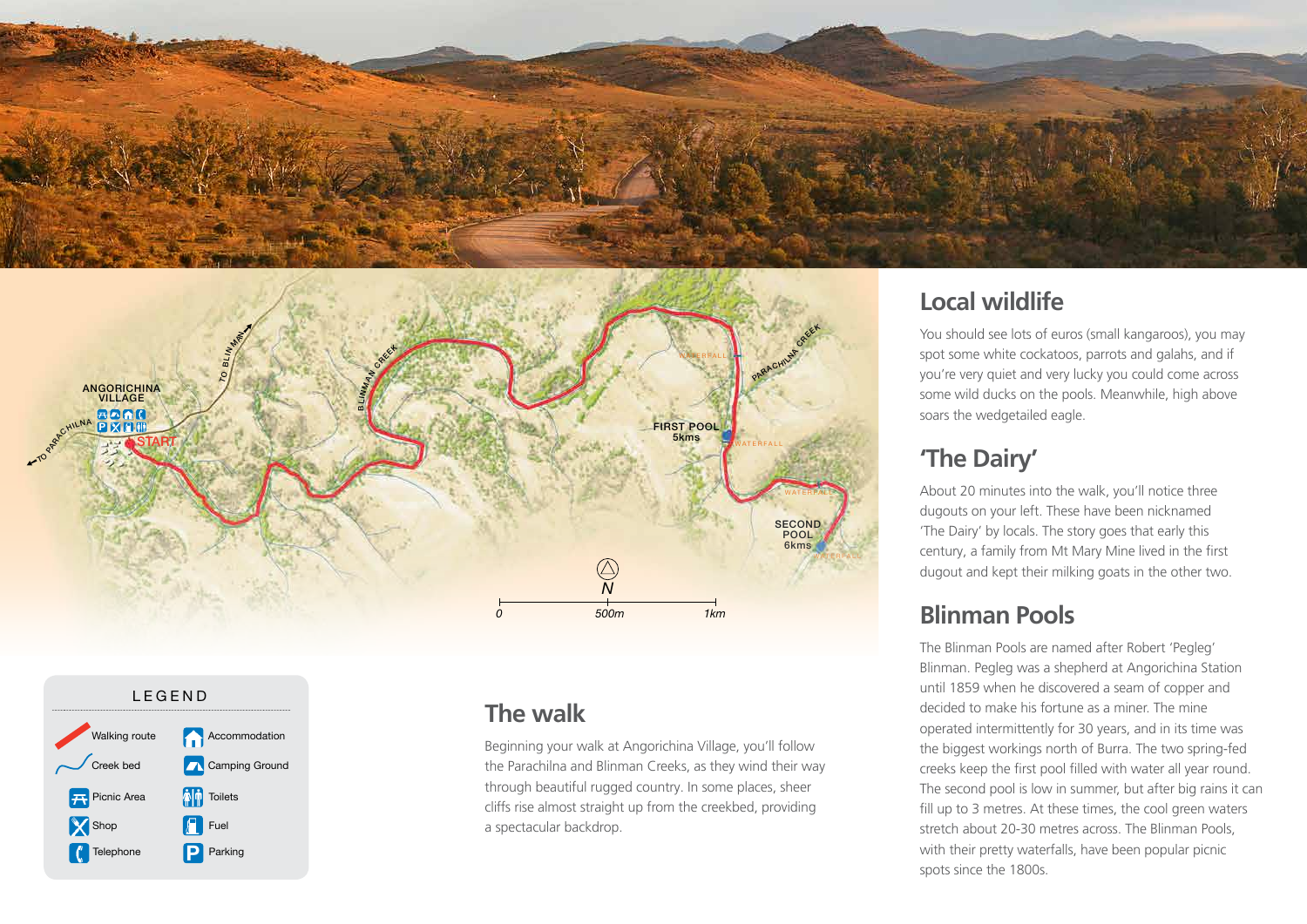## Local wildlife

You should see lots of euros (small kangaroos), you may spot some white cockatoos, parrots and galahs, and if you're very quiet and very lucky you could come across some wild ducks on the pools. Meanwhile, high above soars the wedgetailed eagle.

## 'The Dairy'

About 20 minutes into the walk, you'll notice three dugouts on your left. These have been nicknamed 'The Dairy' by locals. The story goes that early this century, a family from Mt Mary Mine lived in the first dugout and kept their milking goats in the other two.

## Blinman Pools

The Blinman Pools are named after Robert 'Pegleg' Blinman. Pegleg was a shepherd at Angorichina Station until 1859 when he discovered a seam of copper and decided to make his fortune as a miner. The mine operated intermittently for 30 years, and in its time was the biggest workings north of Burra. The two spring-fed creeks keep the first pool filled with water all year round. The second pool is low in summer, but after big rains it can fill up to 3 metres. At these times, the cool green waters stretch about 20-30 metres across. The Blinman Pools, with their pretty waterfalls, have been popular picnic spots since the 1800s.

ANGORICHINA VILLAGE

START

TO PARACHILNA

TO BLINMAN

BLINMAN CREEK

PARACHILNA CREEK

FIRST POOL 5kms

SECOND POOL 6kms

WATERFALL

WATERFALL

WATERFALL

WATERFALL

N

0 500m 1km

### LEGEND

- Walking route
- Creek bed
- Picnic Area
- Shop
- Telephone
- Accommodation
- Camping Ground
- Toilets
- Fuel
- Parking

## The walk

Beginning your walk at Angorichina Village, you'll follow the Parachilna and Blinman Creeks, as they wind their way through beautiful rugged country. In some places, sheer cliffs rise almost straight up from the creekbed, providing a spectacular backdrop.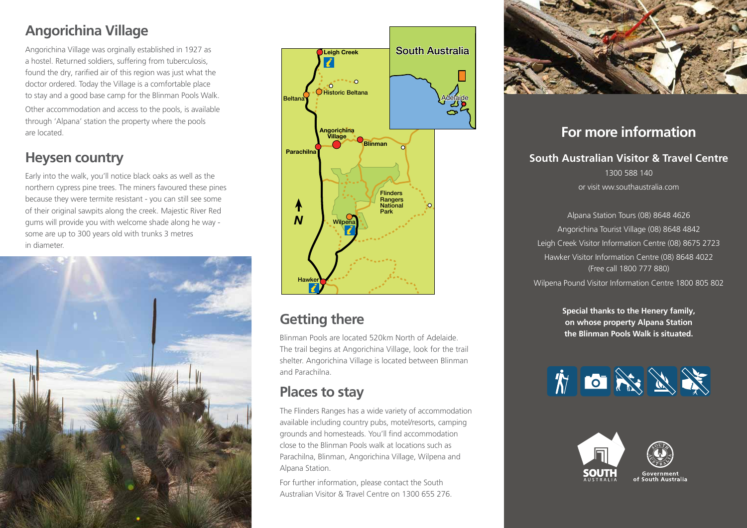## Angorichina Village

Angorichina Village was orginally established in 1927 as a hostel. Returned soldiers, suffering from tuberculosis, found the dry, rarified air of this region was just what the doctor ordered. Today the Village is a comfortable place to stay and a good base camp for the Blinman Pools Walk.

Other accommodation and access to the pools, is available through 'Alpana' station the property where the pools are located.

## Heysen country

Early into the walk, you'll notice black oaks as well as the northern cypress pine trees. The miners favoured these pines because they were termite resistant - you can still see some of their original sawpits along the creek. Majestic River Red gums will provide you with welcome shade along he way - some are up to 300 years old with trunks 3 metres in diameter.

## Getting there

Blinman Pools are located 520km North of Adelaide. The trail begins at Angorichina Village, look for the trail shelter. Angorichina Village is located between Blinman and Parachilna.

## Places to stay

The Flinders Ranges has a wide variety of accommodation available including country pubs, motel/resorts, camping grounds and homesteads. You'll find accommodation close to the Blinman Pools walk at locations such as Parachilna, Blinman, Angorichina Village, Wilpena and Alpana Station.

For further information, please contact the South Australian Visitor & Travel Centre on 1300 655 276.

## For more information

### South Australian Visitor & Travel Centre

1300 588 140

or visit ww.southaustralia.com

Alpana Station Tours (08) 8648 4626

Angorichina Tourist Village (08) 8648 4842

Leigh Creek Visitor Information Centre (08) 8675 2723

Hawker Visitor Information Centre (08) 8648 4022 (Free call 1800 777 880)

Wilpena Pound Visitor Information Centre 1800 805 802

**Special thanks to the Henery family, on whose property Alpana Station the Blinman Pools Walk is situated.**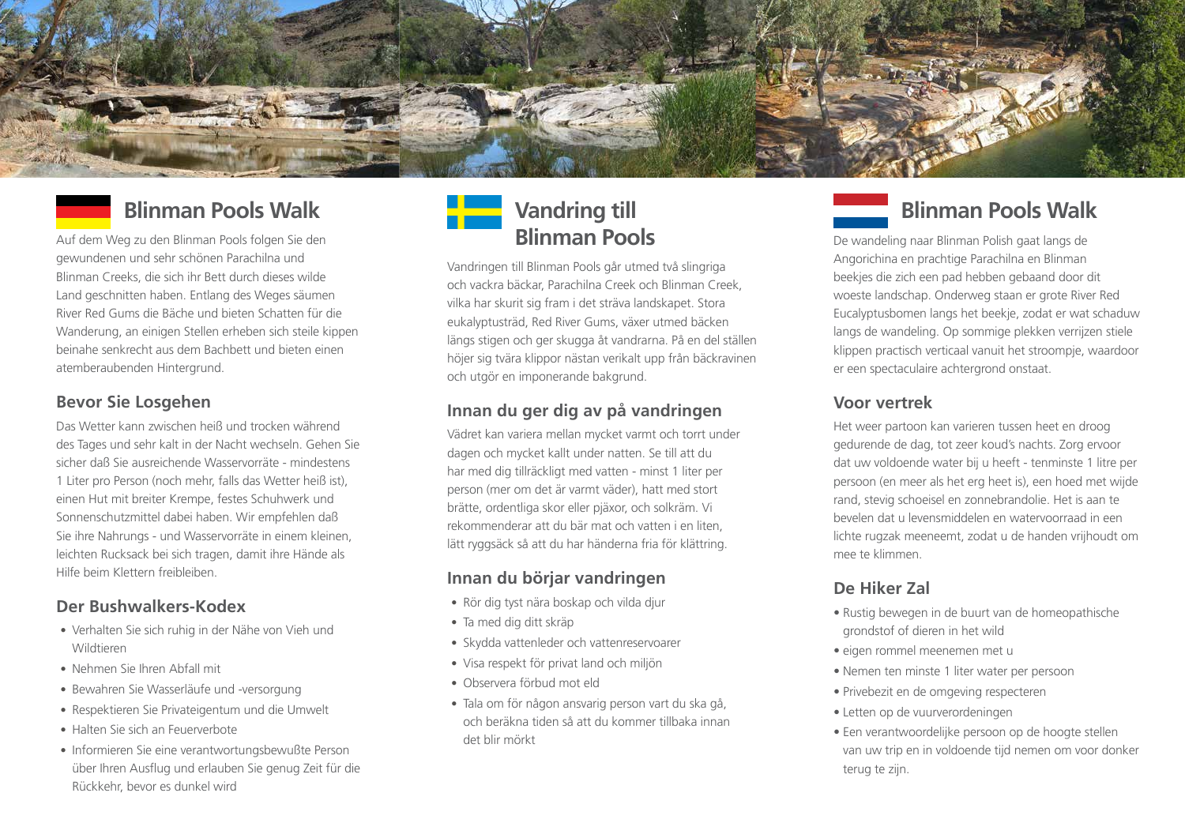## Blinman Pools Walk

Auf dem Weg zu den Blinman Pools folgen Sie den gewundenen und sehr schönen Parachilna und Blinman Creeks, die sich ihr Bett durch dieses wilde Land geschnitten haben. Entlang des Weges säumen River Red Gums die Bäche und bieten Schatten für die Wanderung, an einigen Stellen erheben sich steile kippen beinahe senkrecht aus dem Bachbett und bieten einen atemberaubenden Hintergrund.

### Bevor Sie Losgehen

Das Wetter kann zwischen heiß und trocken während des Tages und sehr kalt in der Nacht wechseln. Gehen Sie sicher daß Sie ausreichende Wasservorräte - mindestens 1 Liter pro Person (noch mehr, falls das Wetter heiß ist), einen Hut mit breiter Krempe, festes Schuhwerk und Sonnenschutzmittel dabei haben. Wir empfehlen daß Sie ihre Nahrungs - und Wasservorräte in einem kleinen, leichten Rucksack bei sich tragen, damit ihre Hände als Hilfe beim Klettern freibleiben.

### Der Bushwalkers-Kodex

- Verhalten Sie sich ruhig in der Nähe von Vieh und Wildtieren
- Nehmen Sie Ihren Abfall mit
- Bewahren Sie Wasserläufe und -versorgung
- Respektieren Sie Privateigentum und die Umwelt
- Halten Sie sich an Feuerverbote
- Informieren Sie eine verantwortungsbewußte Person über Ihren Ausflug und erlauben Sie genug Zeit für die Rückkehr, bevor es dunkel wird

## Vandring till Blinman Pools

Vandringen till Blinman Pools går utmed två slingriga och vackra bäckar, Parachilna Creek och Blinman Creek, vilka har skurit sig fram i det sträva landskapet. Stora eukalyptusträd, Red River Gums, växer utmed bäcken längs stigen och ger skugga åt vandrarna. På en del ställen höjer sig tvära klippor nästan verikalt upp från bäckravinen och utgör en imponerande bakgrund.

### Innan du ger dig av på vandringen

Vädret kan variera mellan mycket varmt och torrt under dagen och mycket kallt under natten. Se till att du har med dig tillräckligt med vatten - minst 1 liter per person (mer om det är varmt väder), hatt med stort brätte, ordentliga skor eller pjäxor, och solkräm. Vi rekommenderar att du bär mat och vatten i en liten, lätt ryggsäck så att du har händerna fria för klättring.

### Innan du börjar vandringen

- Rör dig tyst nära boskap och vilda djur
- Ta med dig ditt skräp
- Skydda vattenleder och vattenreservoarer
- Visa respekt för privat land och miljön
- Observera förbud mot eld
- Tala om för någon ansvarig person vart du ska gå, och beräkna tiden så att du kommer tillbaka innan det blir mörkt

## Blinman Pools Walk

De wandeling naar Blinman Polish gaat langs de Angorichina en prachtige Parachilna en Blinman beekjes die zich een pad hebben gebaand door dit woeste landschap. Onderweg staan er grote River Red Eucalyptusbomen langs het beekje, zodat er wat schaduw langs de wandeling. Op sommige plekken verrijzen stiele klippen practisch verticaal vanuit het stroompje, waardoor er een spectaculaire achtergrond onstaat.

### Voor vertrek

Het weer partoon kan varieren tussen heet en droog gedurende de dag, tot zeer koud's nachts. Zorg ervoor dat uw voldoende water bij u heeft - tenminste 1 litre per persoon (en meer als het erg heet is), een hoed met wijde rand, stevig schoeisel en zonnebrandolie. Het is aan te bevelen dat u levensmiddelen en watervoorraad in een lichte rugzak meeneemt, zodat u de handen vrijhoudt om mee te klimmen.

### De Hiker Zal

- Rustig bewegen in de buurt van de homeopathische grondstof of dieren in het wild
- eigen rommel meenemen met u
- Nemen ten minste 1 liter water per persoon
- Privebezit en de omgeving respecteren
- Letten op de vuurverordeningen
- Een verantwoordelijke persoon op de hoogte stellen van uw trip en in voldoende tijd nemen om voor donker terug te zijn.